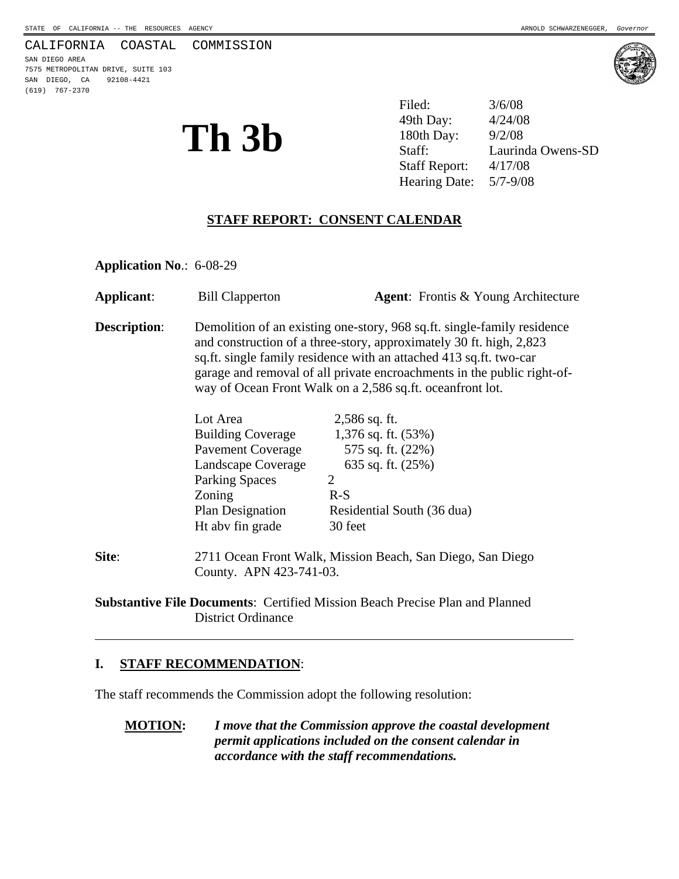STATE OF CALIFORNIA -- THE RESOURCES AGENCY ARNOLD SCHWARZENEGGER, *Governor*

CALIFORNIA COASTAL COMMISSION
SAN DIEGO AREA
7575 METROPOLITAN DRIVE, SUITE 103
SAN DIEGO, CA 92108-4421
(619) 767-2370

# Th 3b

| | |
|---|---|
| Filed: | 3/6/08 |
| 49th Day: | 4/24/08 |
| 180th Day: | 9/2/08 |
| Staff: | Laurinda Owens-SD |
| Staff Report: | 4/17/08 |
| Hearing Date: | 5/7-9/08 |

## STAFF REPORT: CONSENT CALENDAR

**Application No**.: 6-08-29

**Applicant**: Bill Clapperton **Agent**: Frontis & Young Architecture

**Description**: Demolition of an existing one-story, 968 sq.ft. single-family residence and construction of a three-story, approximately 30 ft. high, 2,823 sq.ft. single family residence with an attached 413 sq.ft. two-car garage and removal of all private encroachments in the public right-of-way of Ocean Front Walk on a 2,586 sq.ft. oceanfront lot.

| | |
|---|---|
| Lot Area | 2,586 sq. ft. |
| Building Coverage | 1,376 sq. ft. (53%) |
| Pavement Coverage | 575 sq. ft. (22%) |
| Landscape Coverage | 635 sq. ft. (25%) |
| Parking Spaces | 2 |
| Zoning | R-S |
| Plan Designation | Residential South (36 dua) |
| Ht abv fin grade | 30 feet |

**Site**: 2711 Ocean Front Walk, Mission Beach, San Diego, San Diego County. APN 423-741-03.

**Substantive File Documents**: Certified Mission Beach Precise Plan and Planned District Ordinance

---

## I. STAFF RECOMMENDATION:

The staff recommends the Commission adopt the following resolution:

**MOTION:** ***I move that the Commission approve the coastal development permit applications included on the consent calendar in accordance with the staff recommendations.***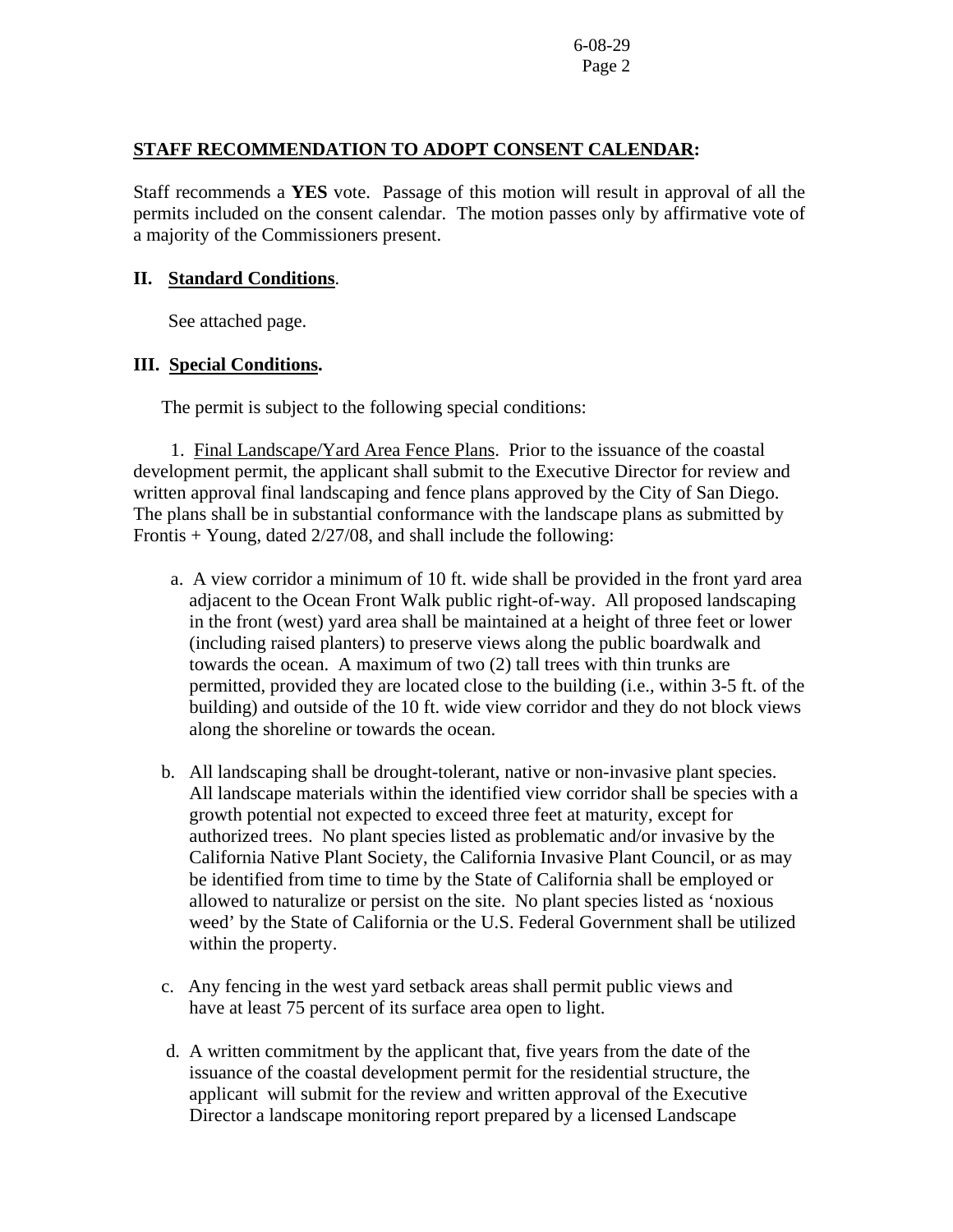**STAFF RECOMMENDATION TO ADOPT CONSENT CALENDAR:**

Staff recommends a **YES** vote. Passage of this motion will result in approval of all the permits included on the consent calendar. The motion passes only by affirmative vote of a majority of the Commissioners present.

## II. Standard Conditions.

See attached page.

## III. Special Conditions.

The permit is subject to the following special conditions:

1. Final Landscape/Yard Area Fence Plans. Prior to the issuance of the coastal development permit, the applicant shall submit to the Executive Director for review and written approval final landscaping and fence plans approved by the City of San Diego. The plans shall be in substantial conformance with the landscape plans as submitted by Frontis + Young, dated 2/27/08, and shall include the following:

   a. A view corridor a minimum of 10 ft. wide shall be provided in the front yard area adjacent to the Ocean Front Walk public right-of-way. All proposed landscaping in the front (west) yard area shall be maintained at a height of three feet or lower (including raised planters) to preserve views along the public boardwalk and towards the ocean. A maximum of two (2) tall trees with thin trunks are permitted, provided they are located close to the building (i.e., within 3-5 ft. of the building) and outside of the 10 ft. wide view corridor and they do not block views along the shoreline or towards the ocean.

   b. All landscaping shall be drought-tolerant, native or non-invasive plant species. All landscape materials within the identified view corridor shall be species with a growth potential not expected to exceed three feet at maturity, except for authorized trees. No plant species listed as problematic and/or invasive by the California Native Plant Society, the California Invasive Plant Council, or as may be identified from time to time by the State of California shall be employed or allowed to naturalize or persist on the site. No plant species listed as 'noxious weed' by the State of California or the U.S. Federal Government shall be utilized within the property.

   c. Any fencing in the west yard setback areas shall permit public views and have at least 75 percent of its surface area open to light.

   d. A written commitment by the applicant that, five years from the date of the issuance of the coastal development permit for the residential structure, the applicant will submit for the review and written approval of the Executive Director a landscape monitoring report prepared by a licensed Landscape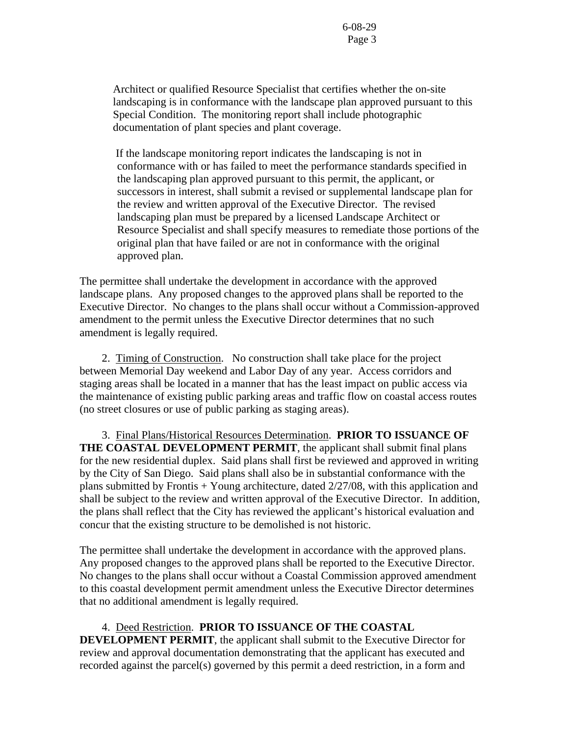Architect or qualified Resource Specialist that certifies whether the on-site landscaping is in conformance with the landscape plan approved pursuant to this Special Condition. The monitoring report shall include photographic documentation of plant species and plant coverage.

If the landscape monitoring report indicates the landscaping is not in conformance with or has failed to meet the performance standards specified in the landscaping plan approved pursuant to this permit, the applicant, or successors in interest, shall submit a revised or supplemental landscape plan for the review and written approval of the Executive Director. The revised landscaping plan must be prepared by a licensed Landscape Architect or Resource Specialist and shall specify measures to remediate those portions of the original plan that have failed or are not in conformance with the original approved plan.

The permittee shall undertake the development in accordance with the approved landscape plans. Any proposed changes to the approved plans shall be reported to the Executive Director. No changes to the plans shall occur without a Commission-approved amendment to the permit unless the Executive Director determines that no such amendment is legally required.

2. Timing of Construction. No construction shall take place for the project between Memorial Day weekend and Labor Day of any year. Access corridors and staging areas shall be located in a manner that has the least impact on public access via the maintenance of existing public parking areas and traffic flow on coastal access routes (no street closures or use of public parking as staging areas).

3. Final Plans/Historical Resources Determination. **PRIOR TO ISSUANCE OF THE COASTAL DEVELOPMENT PERMIT**, the applicant shall submit final plans for the new residential duplex. Said plans shall first be reviewed and approved in writing by the City of San Diego. Said plans shall also be in substantial conformance with the plans submitted by Frontis + Young architecture, dated 2/27/08, with this application and shall be subject to the review and written approval of the Executive Director. In addition, the plans shall reflect that the City has reviewed the applicant's historical evaluation and concur that the existing structure to be demolished is not historic.

The permittee shall undertake the development in accordance with the approved plans. Any proposed changes to the approved plans shall be reported to the Executive Director. No changes to the plans shall occur without a Coastal Commission approved amendment to this coastal development permit amendment unless the Executive Director determines that no additional amendment is legally required.

4. Deed Restriction. **PRIOR TO ISSUANCE OF THE COASTAL DEVELOPMENT PERMIT**, the applicant shall submit to the Executive Director for review and approval documentation demonstrating that the applicant has executed and recorded against the parcel(s) governed by this permit a deed restriction, in a form and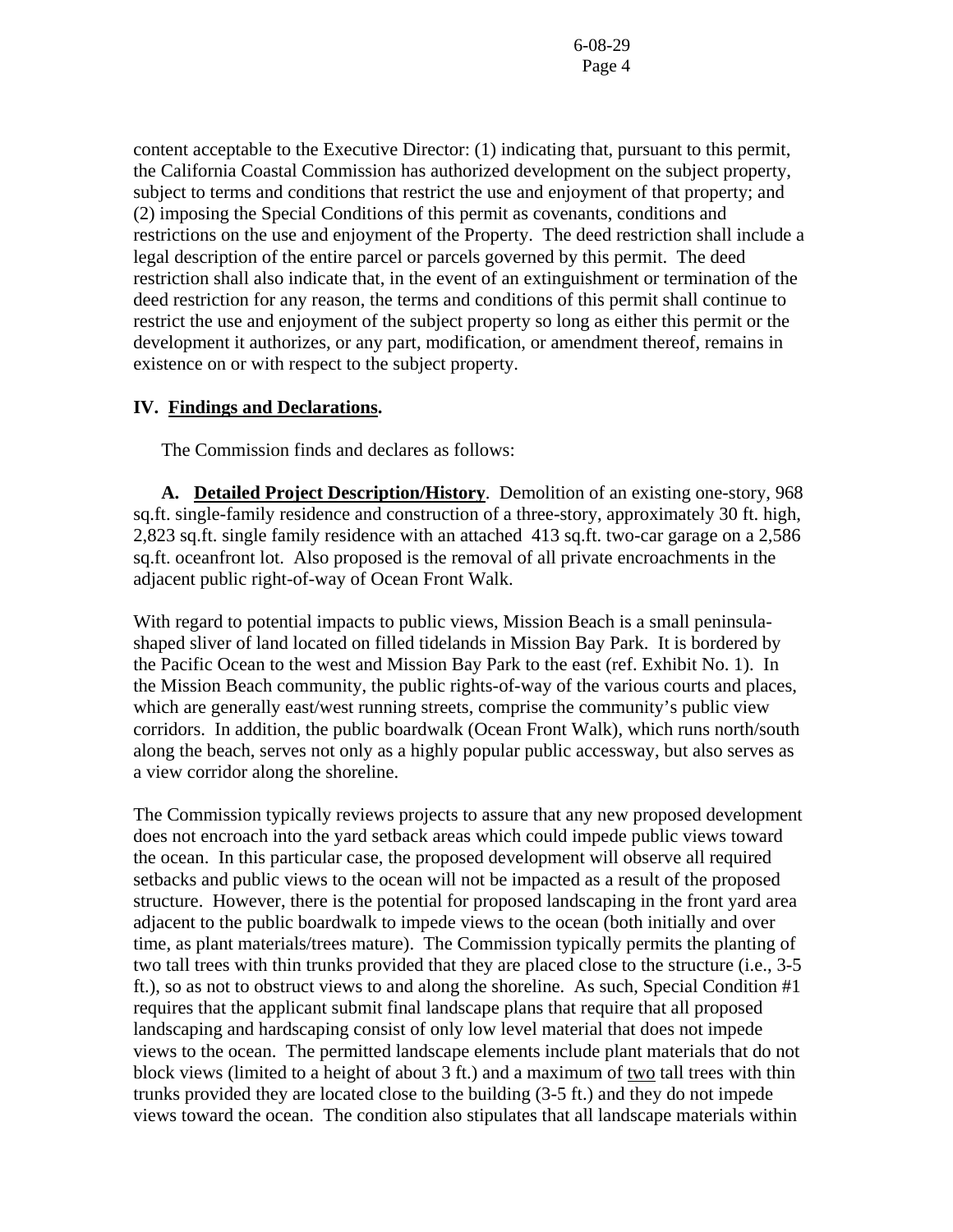content acceptable to the Executive Director: (1) indicating that, pursuant to this permit, the California Coastal Commission has authorized development on the subject property, subject to terms and conditions that restrict the use and enjoyment of that property; and (2) imposing the Special Conditions of this permit as covenants, conditions and restrictions on the use and enjoyment of the Property. The deed restriction shall include a legal description of the entire parcel or parcels governed by this permit. The deed restriction shall also indicate that, in the event of an extinguishment or termination of the deed restriction for any reason, the terms and conditions of this permit shall continue to restrict the use and enjoyment of the subject property so long as either this permit or the development it authorizes, or any part, modification, or amendment thereof, remains in existence on or with respect to the subject property.

## IV. Findings and Declarations.

The Commission finds and declares as follows:

**A. Detailed Project Description/History**. Demolition of an existing one-story, 968 sq.ft. single-family residence and construction of a three-story, approximately 30 ft. high, 2,823 sq.ft. single family residence with an attached 413 sq.ft. two-car garage on a 2,586 sq.ft. oceanfront lot. Also proposed is the removal of all private encroachments in the adjacent public right-of-way of Ocean Front Walk.

With regard to potential impacts to public views, Mission Beach is a small peninsula-shaped sliver of land located on filled tidelands in Mission Bay Park. It is bordered by the Pacific Ocean to the west and Mission Bay Park to the east (ref. Exhibit No. 1). In the Mission Beach community, the public rights-of-way of the various courts and places, which are generally east/west running streets, comprise the community's public view corridors. In addition, the public boardwalk (Ocean Front Walk), which runs north/south along the beach, serves not only as a highly popular public accessway, but also serves as a view corridor along the shoreline.

The Commission typically reviews projects to assure that any new proposed development does not encroach into the yard setback areas which could impede public views toward the ocean. In this particular case, the proposed development will observe all required setbacks and public views to the ocean will not be impacted as a result of the proposed structure. However, there is the potential for proposed landscaping in the front yard area adjacent to the public boardwalk to impede views to the ocean (both initially and over time, as plant materials/trees mature). The Commission typically permits the planting of two tall trees with thin trunks provided that they are placed close to the structure (i.e., 3-5 ft.), so as not to obstruct views to and along the shoreline. As such, Special Condition #1 requires that the applicant submit final landscape plans that require that all proposed landscaping and hardscaping consist of only low level material that does not impede views to the ocean. The permitted landscape elements include plant materials that do not block views (limited to a height of about 3 ft.) and a maximum of two tall trees with thin trunks provided they are located close to the building (3-5 ft.) and they do not impede views toward the ocean. The condition also stipulates that all landscape materials within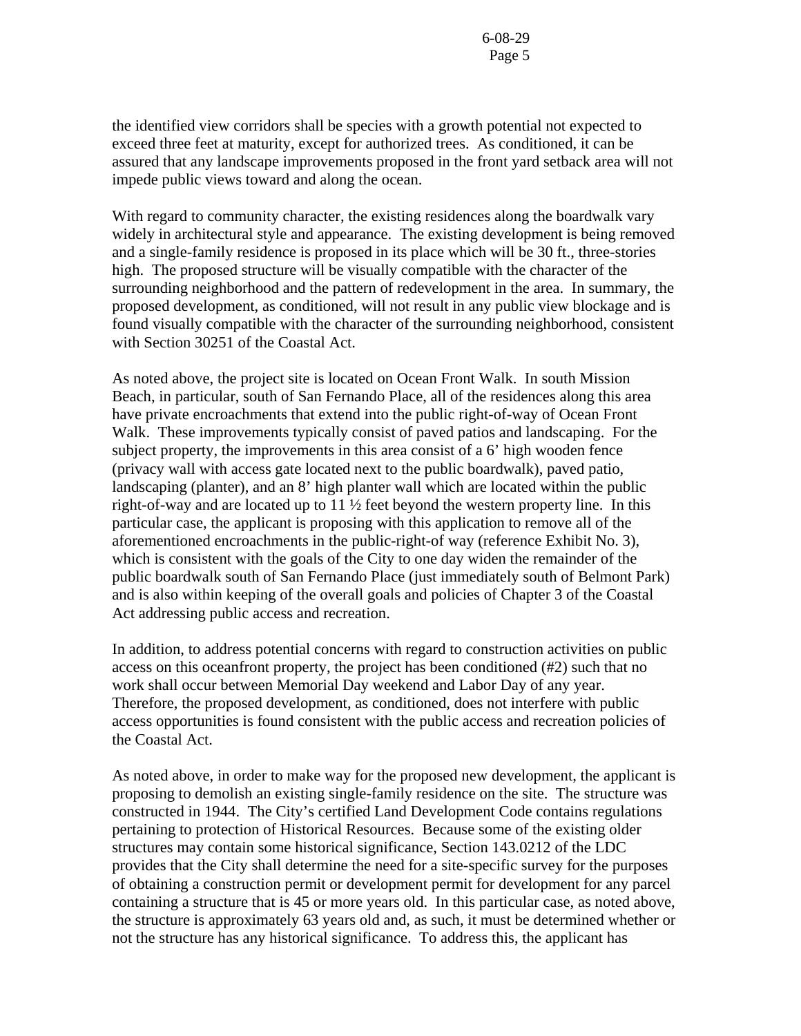the identified view corridors shall be species with a growth potential not expected to exceed three feet at maturity, except for authorized trees. As conditioned, it can be assured that any landscape improvements proposed in the front yard setback area will not impede public views toward and along the ocean.

With regard to community character, the existing residences along the boardwalk vary widely in architectural style and appearance. The existing development is being removed and a single-family residence is proposed in its place which will be 30 ft., three-stories high. The proposed structure will be visually compatible with the character of the surrounding neighborhood and the pattern of redevelopment in the area. In summary, the proposed development, as conditioned, will not result in any public view blockage and is found visually compatible with the character of the surrounding neighborhood, consistent with Section 30251 of the Coastal Act.

As noted above, the project site is located on Ocean Front Walk. In south Mission Beach, in particular, south of San Fernando Place, all of the residences along this area have private encroachments that extend into the public right-of-way of Ocean Front Walk. These improvements typically consist of paved patios and landscaping. For the subject property, the improvements in this area consist of a 6' high wooden fence (privacy wall with access gate located next to the public boardwalk), paved patio, landscaping (planter), and an 8' high planter wall which are located within the public right-of-way and are located up to 11 ½ feet beyond the western property line. In this particular case, the applicant is proposing with this application to remove all of the aforementioned encroachments in the public-right-of way (reference Exhibit No. 3), which is consistent with the goals of the City to one day widen the remainder of the public boardwalk south of San Fernando Place (just immediately south of Belmont Park) and is also within keeping of the overall goals and policies of Chapter 3 of the Coastal Act addressing public access and recreation.

In addition, to address potential concerns with regard to construction activities on public access on this oceanfront property, the project has been conditioned (#2) such that no work shall occur between Memorial Day weekend and Labor Day of any year. Therefore, the proposed development, as conditioned, does not interfere with public access opportunities is found consistent with the public access and recreation policies of the Coastal Act.

As noted above, in order to make way for the proposed new development, the applicant is proposing to demolish an existing single-family residence on the site. The structure was constructed in 1944. The City's certified Land Development Code contains regulations pertaining to protection of Historical Resources. Because some of the existing older structures may contain some historical significance, Section 143.0212 of the LDC provides that the City shall determine the need for a site-specific survey for the purposes of obtaining a construction permit or development permit for development for any parcel containing a structure that is 45 or more years old. In this particular case, as noted above, the structure is approximately 63 years old and, as such, it must be determined whether or not the structure has any historical significance. To address this, the applicant has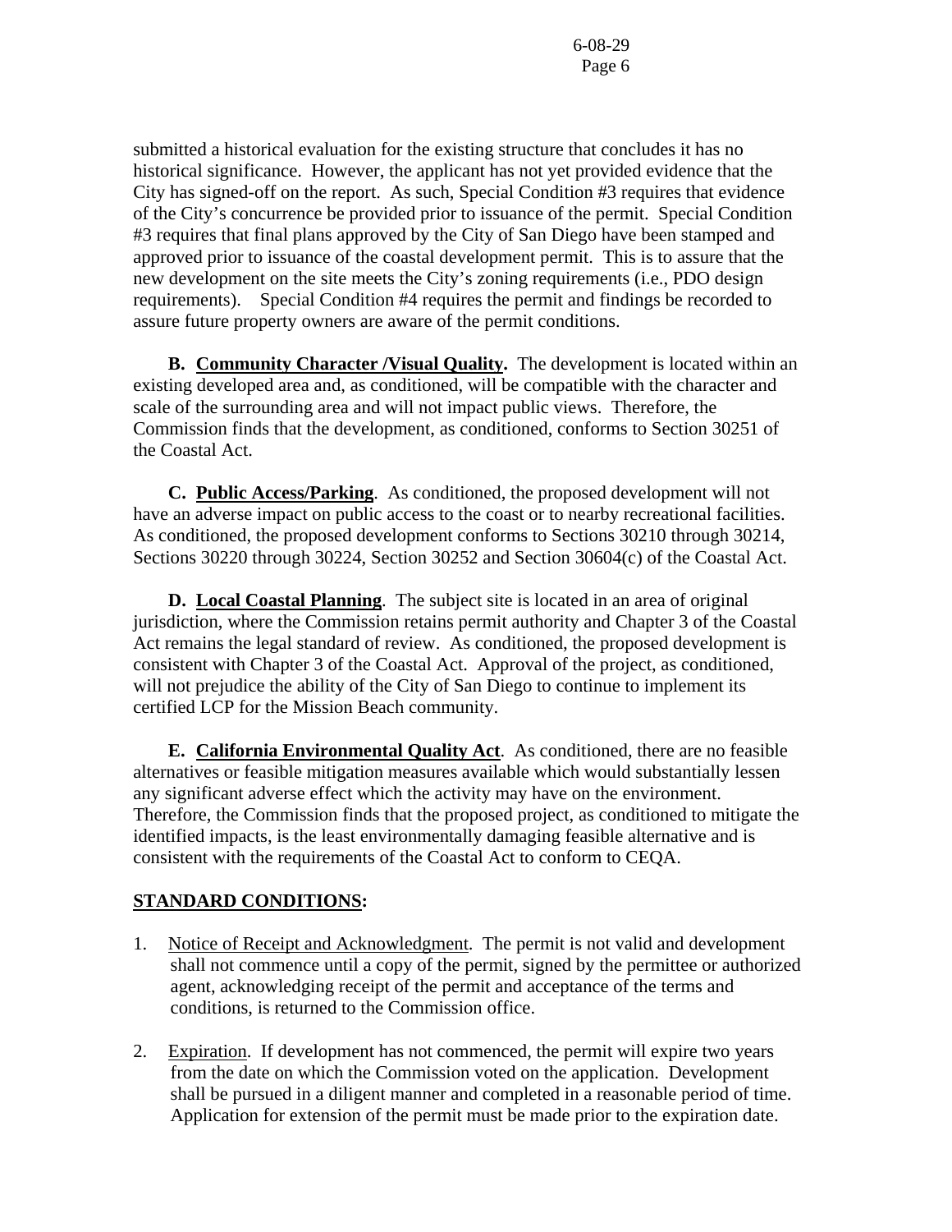submitted a historical evaluation for the existing structure that concludes it has no historical significance. However, the applicant has not yet provided evidence that the City has signed-off on the report. As such, Special Condition #3 requires that evidence of the City's concurrence be provided prior to issuance of the permit. Special Condition #3 requires that final plans approved by the City of San Diego have been stamped and approved prior to issuance of the coastal development permit. This is to assure that the new development on the site meets the City's zoning requirements (i.e., PDO design requirements). Special Condition #4 requires the permit and findings be recorded to assure future property owners are aware of the permit conditions.

**B. <u>Community Character /Visual Quality</u>.** The development is located within an existing developed area and, as conditioned, will be compatible with the character and scale of the surrounding area and will not impact public views. Therefore, the Commission finds that the development, as conditioned, conforms to Section 30251 of the Coastal Act.

**C. <u>Public Access/Parking</u>**. As conditioned, the proposed development will not have an adverse impact on public access to the coast or to nearby recreational facilities. As conditioned, the proposed development conforms to Sections 30210 through 30214, Sections 30220 through 30224, Section 30252 and Section 30604(c) of the Coastal Act.

**D. <u>Local Coastal Planning</u>**. The subject site is located in an area of original jurisdiction, where the Commission retains permit authority and Chapter 3 of the Coastal Act remains the legal standard of review. As conditioned, the proposed development is consistent with Chapter 3 of the Coastal Act. Approval of the project, as conditioned, will not prejudice the ability of the City of San Diego to continue to implement its certified LCP for the Mission Beach community.

**E. <u>California Environmental Quality Act</u>**. As conditioned, there are no feasible alternatives or feasible mitigation measures available which would substantially lessen any significant adverse effect which the activity may have on the environment. Therefore, the Commission finds that the proposed project, as conditioned to mitigate the identified impacts, is the least environmentally damaging feasible alternative and is consistent with the requirements of the Coastal Act to conform to CEQA.

**<u>STANDARD CONDITIONS</u>:**

1. <u>Notice of Receipt and Acknowledgment</u>. The permit is not valid and development shall not commence until a copy of the permit, signed by the permittee or authorized agent, acknowledging receipt of the permit and acceptance of the terms and conditions, is returned to the Commission office.

2. <u>Expiration</u>. If development has not commenced, the permit will expire two years from the date on which the Commission voted on the application. Development shall be pursued in a diligent manner and completed in a reasonable period of time. Application for extension of the permit must be made prior to the expiration date.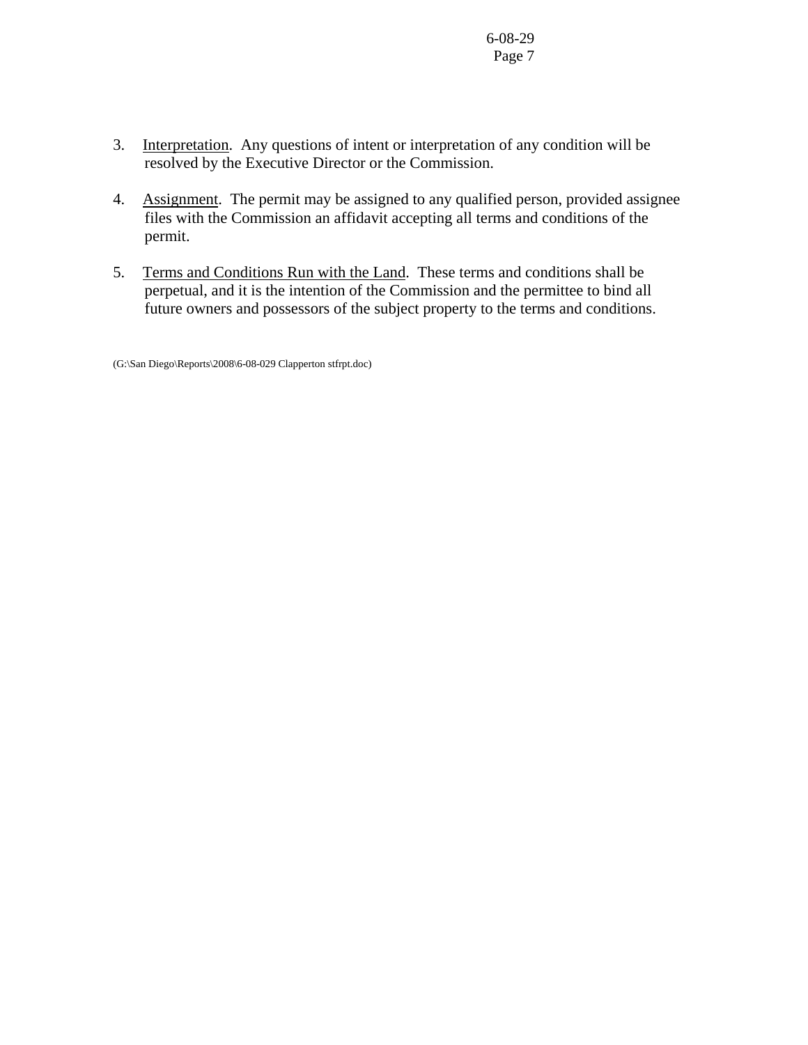3. Interpretation. Any questions of intent or interpretation of any condition will be resolved by the Executive Director or the Commission.

4. Assignment. The permit may be assigned to any qualified person, provided assignee files with the Commission an affidavit accepting all terms and conditions of the permit.

5. Terms and Conditions Run with the Land. These terms and conditions shall be perpetual, and it is the intention of the Commission and the permittee to bind all future owners and possessors of the subject property to the terms and conditions.

(G:\San Diego\Reports\2008\6-08-029 Clapperton stfrpt.doc)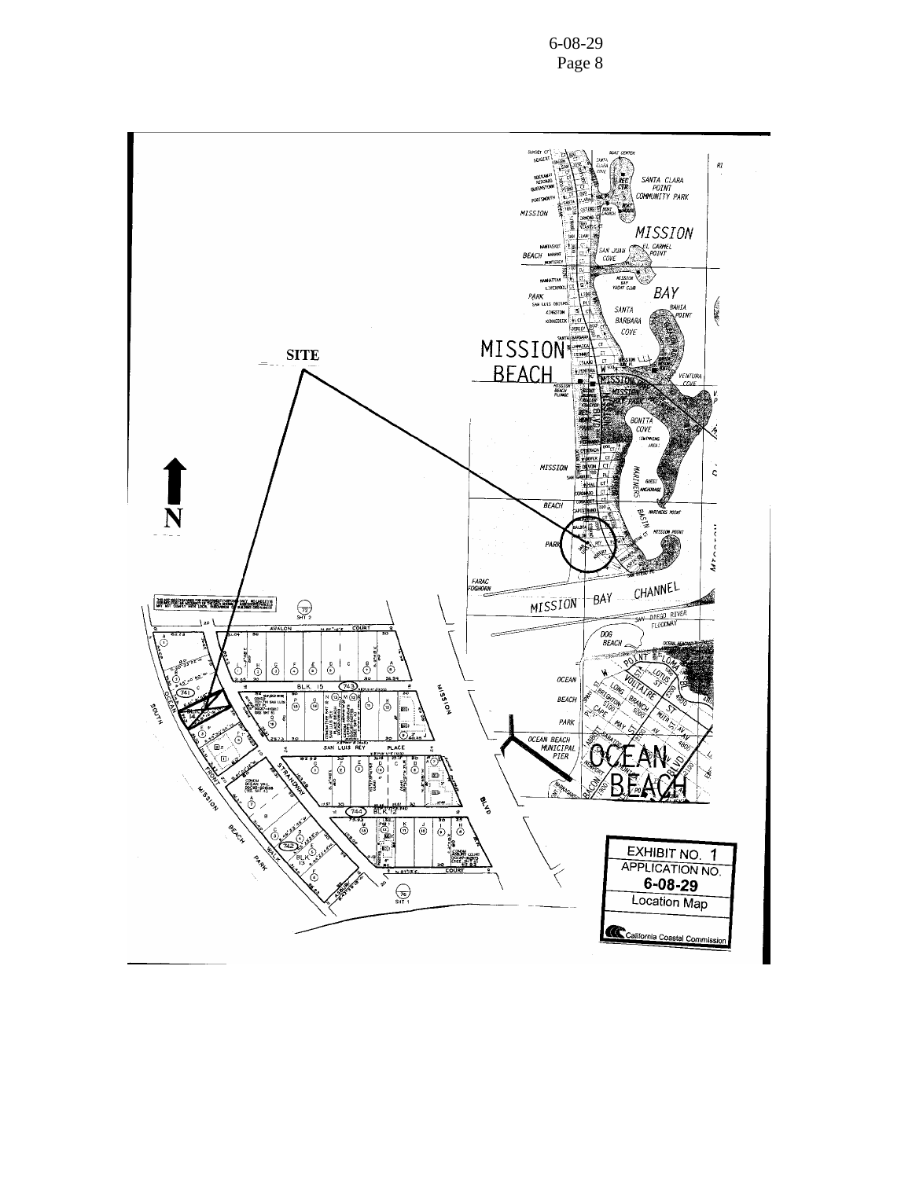SITE

N

MISSION BEACH

MISSION BAY

MISSION BAY CHANNEL

OCEAN BEACH

EXHIBIT NO. 1
APPLICATION NO.
6-08-29
Location Map
California Coastal Commission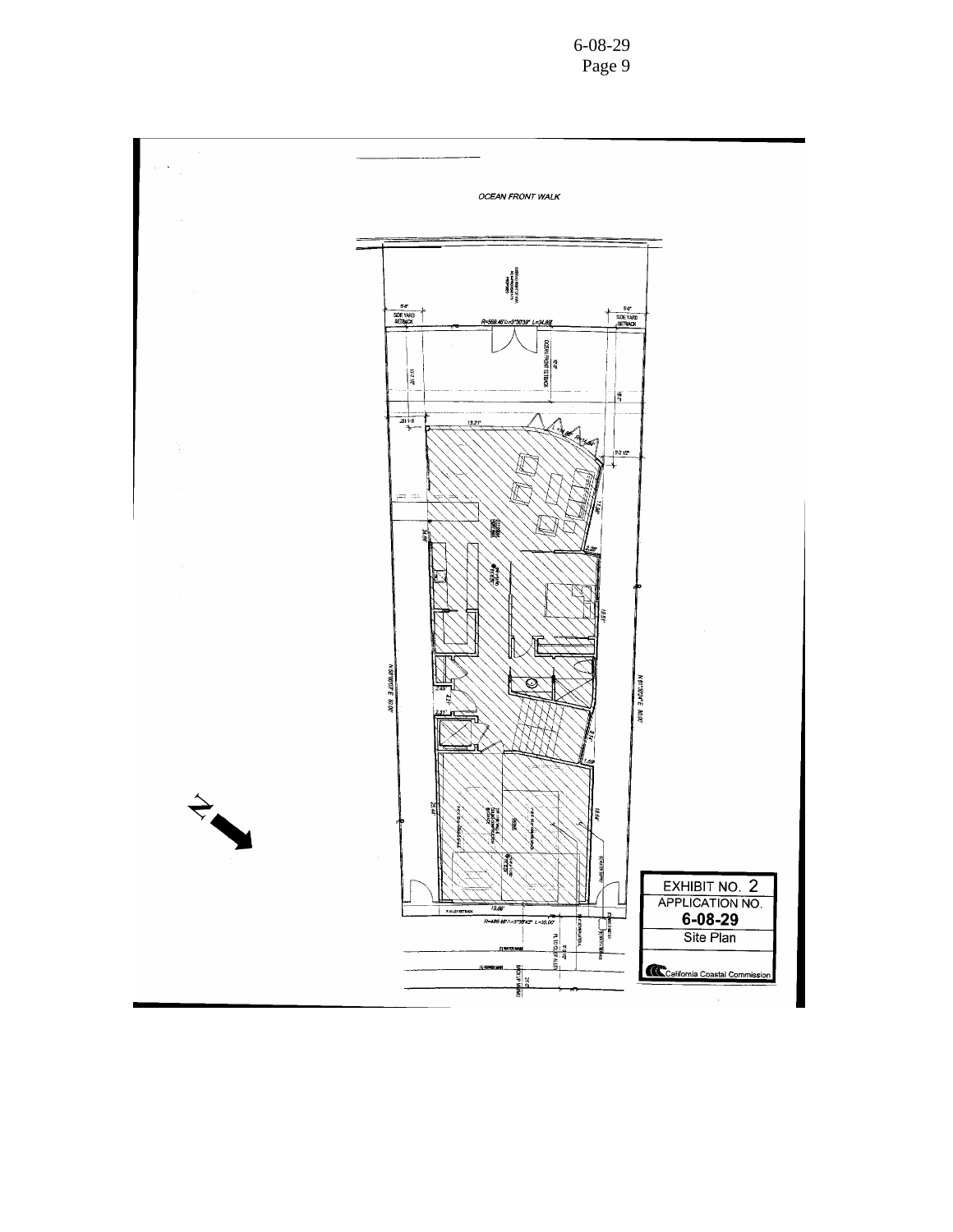OCEAN FRONT WALK

SIDE YARD SETBACK

R=568.46' Δ=3°30'39" L=34.86'

OCEAN FRONT SETBACK

N 58°00'00" E 80.00'

N 61°30'24" E 80.00'

5' ALLEY SETBACK

R=486.60' Δ=3°38'42" L=30.00'

EXHIBIT NO. 2

APPLICATION NO.

**6-08-29**

Site Plan

California Coastal Commission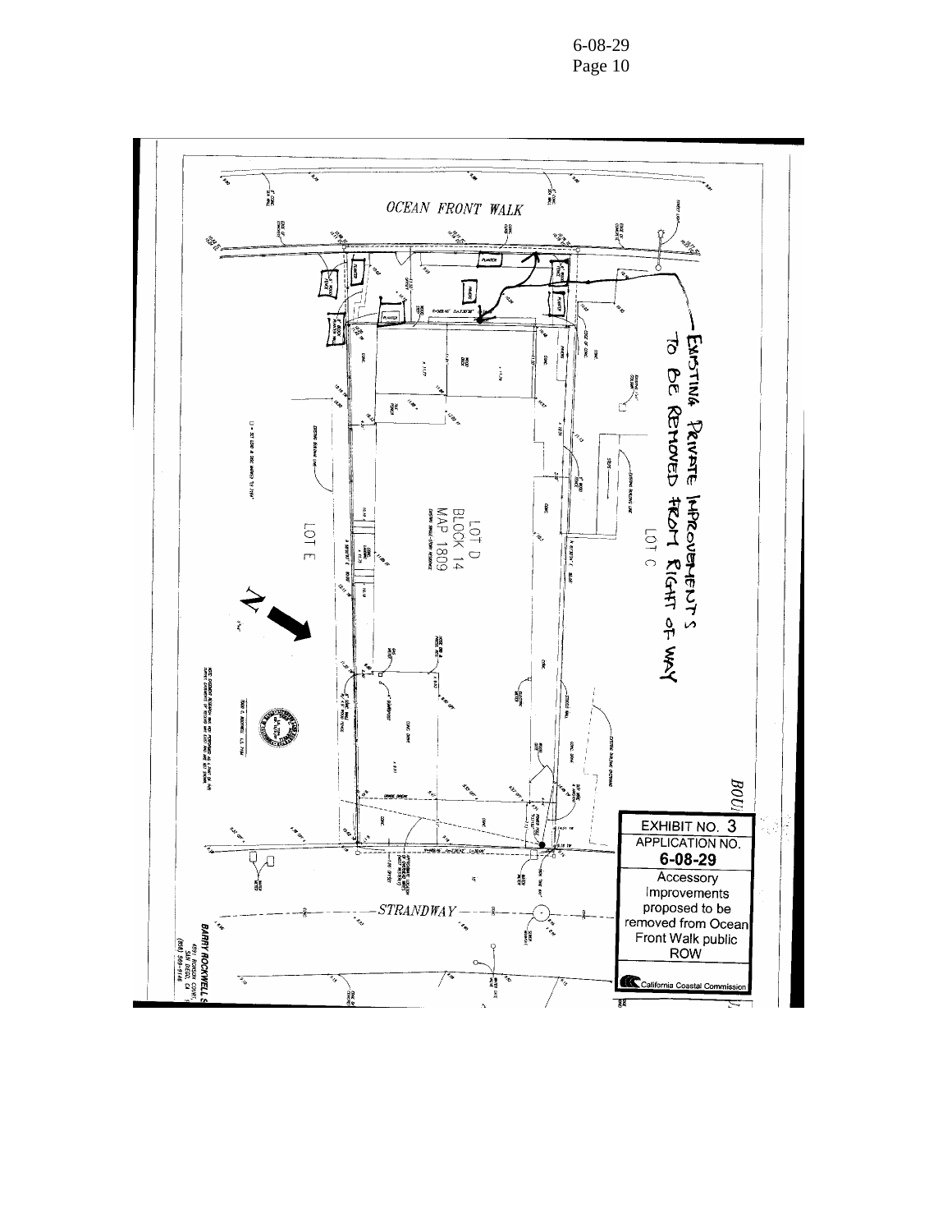OCEAN FRONT WALK

EXISTING PRIVATE IMPROVEMENTS TO BE REMOVED FROM RIGHT OF WAY

LOT C

LOT D
BLOCK 14
MAP 1809

LOT E

STRANDWAY

BARRY ROCKWELL

EXHIBIT NO. 3
APPLICATION NO.
**6-08-29**
Accessory Improvements proposed to be removed from Ocean Front Walk public ROW

California Coastal Commission